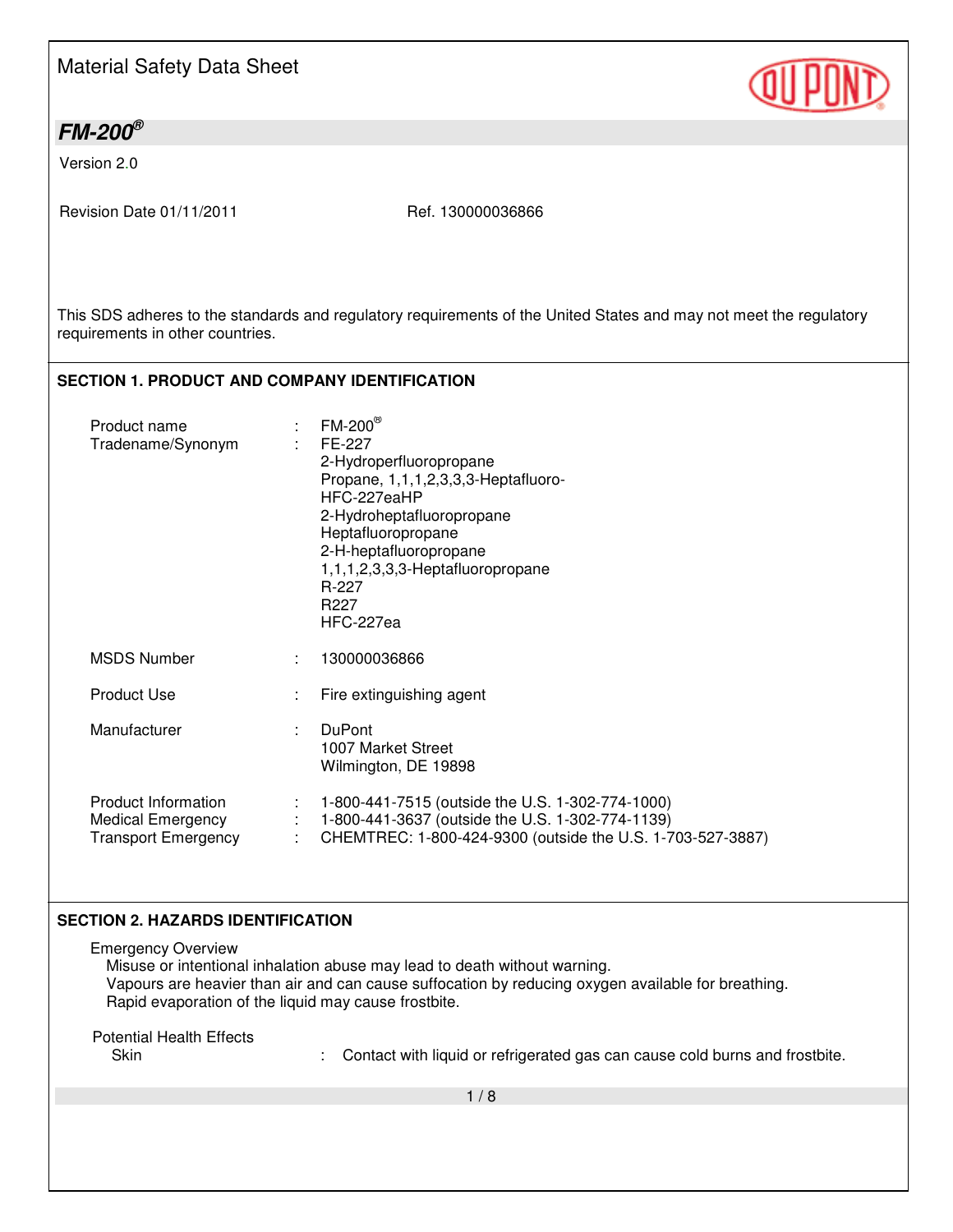# Material Safety Data Sheet

## *FM-200®*

Version 2.0

Revision Date 01/11/2011 Ref. 130000036866

This SDS adheres to the standards and regulatory requirements of the United States and may not meet the regulatory requirements in other countries.

## SECTION 1. PRODUCT AND COMPANY IDENTIFICATION

| | | |
|---|---|---|
| Product name | : | FM-200® |
| Tradename/Synonym | : | FE-227<br>2-Hydroperfluoropropane<br>Propane, 1,1,1,2,3,3,3-Heptafluoro-<br>HFC-227eaHP<br>2-Hydroheptafluoropropane<br>Heptafluoropropane<br>2-H-heptafluoropropane<br>1,1,1,2,3,3,3-Heptafluoropropane<br>R-227<br>R227<br>HFC-227ea |
| MSDS Number | : | 130000036866 |
| Product Use | : | Fire extinguishing agent |
| Manufacturer | : | DuPont<br>1007 Market Street<br>Wilmington, DE 19898 |
| Product Information | : | 1-800-441-7515 (outside the U.S. 1-302-774-1000) |
| Medical Emergency | : | 1-800-441-3637 (outside the U.S. 1-302-774-1139) |
| Transport Emergency | : | CHEMTREC: 1-800-424-9300 (outside the U.S. 1-703-527-3887) |

## SECTION 2. HAZARDS IDENTIFICATION

Emergency Overview

Misuse or intentional inhalation abuse may lead to death without warning.
Vapours are heavier than air and can cause suffocation by reducing oxygen available for breathing.
Rapid evaporation of the liquid may cause frostbite.

Potential Health Effects

| | | |
|---|---|---|
| Skin | : | Contact with liquid or refrigerated gas can cause cold burns and frostbite. |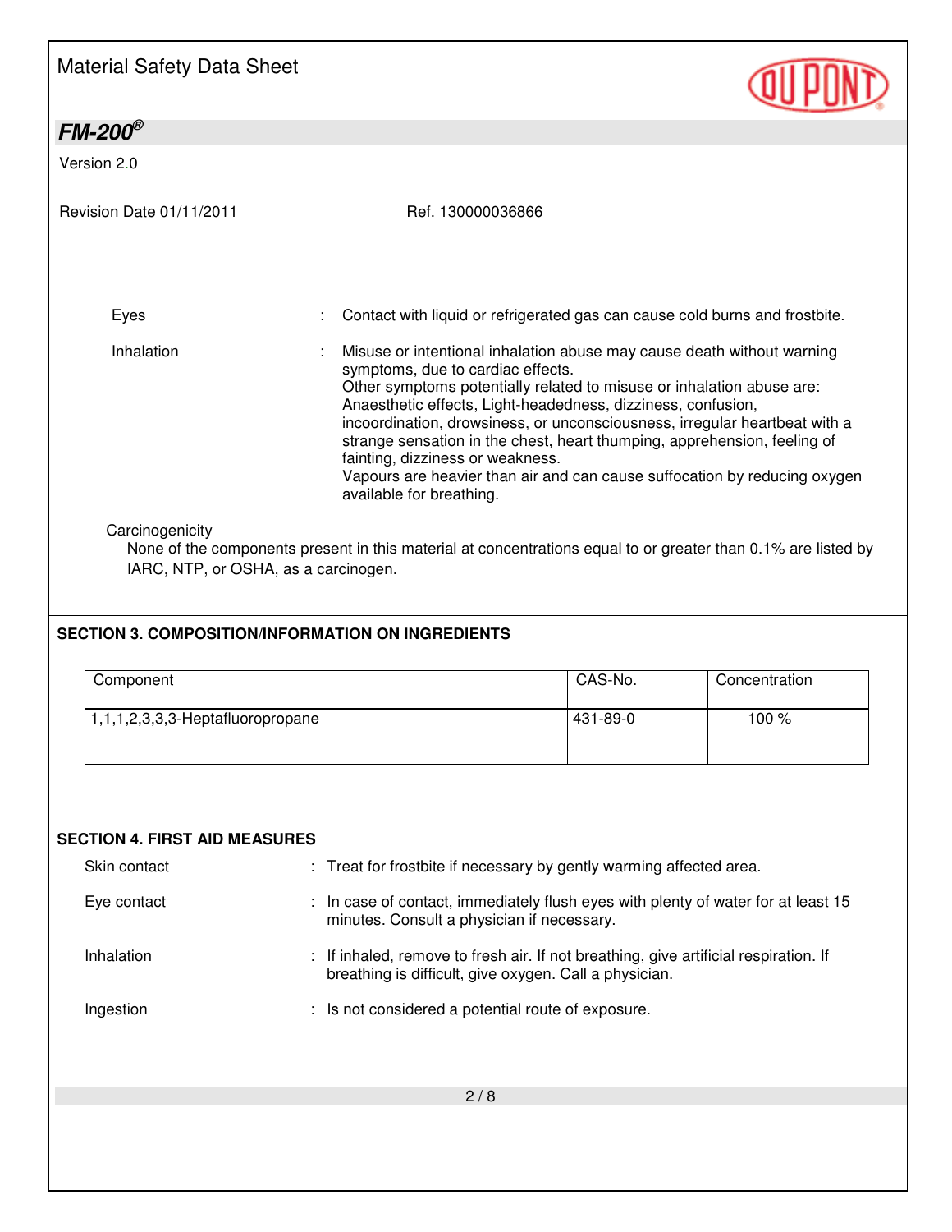| | | |
|---|---|---|
| Eyes | : | Contact with liquid or refrigerated gas can cause cold burns and frostbite. |
| Inhalation | : | Misuse or intentional inhalation abuse may cause death without warning symptoms, due to cardiac effects. Other symptoms potentially related to misuse or inhalation abuse are: Anaesthetic effects, Light-headedness, dizziness, confusion, incoordination, drowsiness, or unconsciousness, irregular heartbeat with a strange sensation in the chest, heart thumping, apprehension, feeling of fainting, dizziness or weakness. Vapours are heavier than air and can cause suffocation by reducing oxygen available for breathing. |

Carcinogenicity

None of the components present in this material at concentrations equal to or greater than 0.1% are listed by IARC, NTP, or OSHA, as a carcinogen.

## SECTION 3. COMPOSITION/INFORMATION ON INGREDIENTS

| Component | CAS-No. | Concentration |
|---|---|---|
| 1,1,1,2,3,3,3-Heptafluoropropane | 431-89-0 | 100 % |

## SECTION 4. FIRST AID MEASURES

| | | |
|---|---|---|
| Skin contact | : | Treat for frostbite if necessary by gently warming affected area. |
| Eye contact | : | In case of contact, immediately flush eyes with plenty of water for at least 15 minutes. Consult a physician if necessary. |
| Inhalation | : | If inhaled, remove to fresh air. If not breathing, give artificial respiration. If breathing is difficult, give oxygen. Call a physician. |
| Ingestion | : | Is not considered a potential route of exposure. |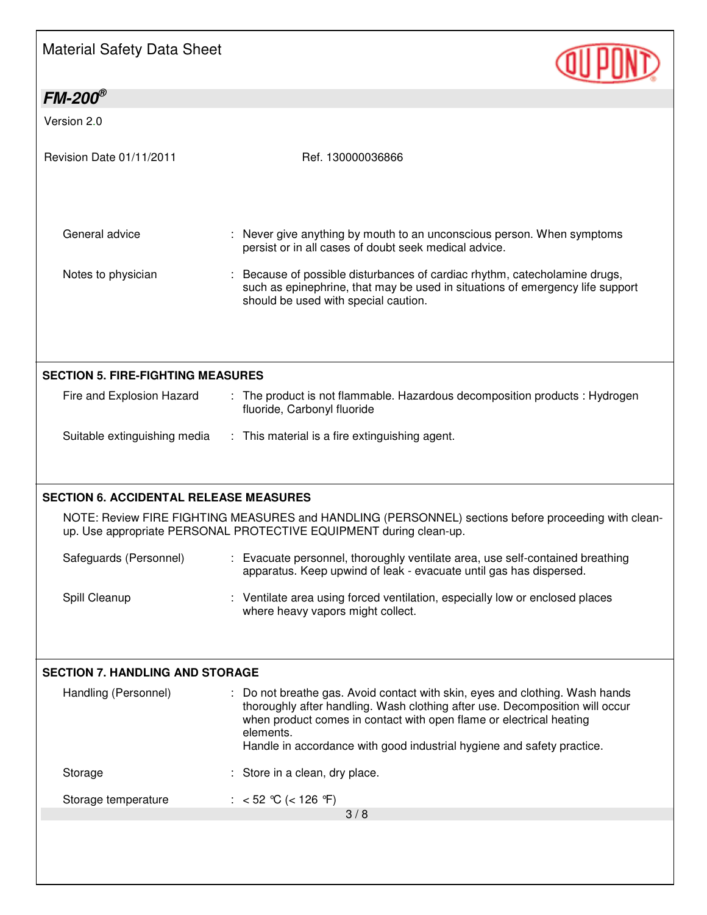| | |
|---|---|
| General advice | : Never give anything by mouth to an unconscious person. When symptoms persist or in all cases of doubt seek medical advice. |
| Notes to physician | : Because of possible disturbances of cardiac rhythm, catecholamine drugs, such as epinephrine, that may be used in situations of emergency life support should be used with special caution. |

## SECTION 5. FIRE-FIGHTING MEASURES

| | |
|---|---|
| Fire and Explosion Hazard | : The product is not flammable. Hazardous decomposition products : Hydrogen fluoride, Carbonyl fluoride |
| Suitable extinguishing media | : This material is a fire extinguishing agent. |

## SECTION 6. ACCIDENTAL RELEASE MEASURES

NOTE: Review FIRE FIGHTING MEASURES and HANDLING (PERSONNEL) sections before proceeding with clean-up. Use appropriate PERSONAL PROTECTIVE EQUIPMENT during clean-up.

| | |
|---|---|
| Safeguards (Personnel) | : Evacuate personnel, thoroughly ventilate area, use self-contained breathing apparatus. Keep upwind of leak - evacuate until gas has dispersed. |
| Spill Cleanup | : Ventilate area using forced ventilation, especially low or enclosed places where heavy vapors might collect. |

## SECTION 7. HANDLING AND STORAGE

| | |
|---|---|
| Handling (Personnel) | : Do not breathe gas. Avoid contact with skin, eyes and clothing. Wash hands thoroughly after handling. Wash clothing after use. Decomposition will occur when product comes in contact with open flame or electrical heating elements. Handle in accordance with good industrial hygiene and safety practice. |
| Storage | : Store in a clean, dry place. |
| Storage temperature | : < 52 °C (< 126 °F) |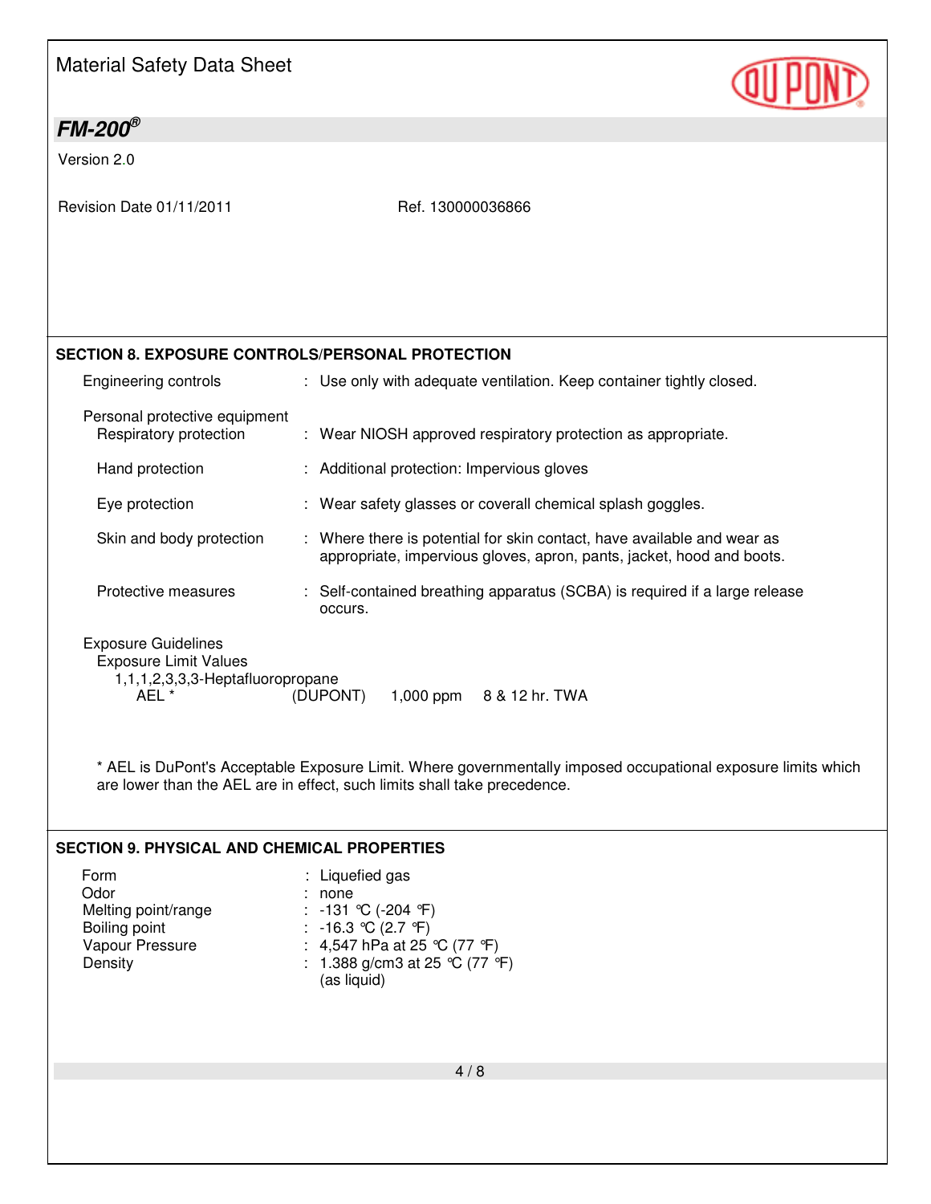## SECTION 8. EXPOSURE CONTROLS/PERSONAL PROTECTION

Engineering controls : Use only with adequate ventilation. Keep container tightly closed.

Personal protective equipment

- Respiratory protection : Wear NIOSH approved respiratory protection as appropriate.
- Hand protection : Additional protection: Impervious gloves
- Eye protection : Wear safety glasses or coverall chemical splash goggles.
- Skin and body protection : Where there is potential for skin contact, have available and wear as appropriate, impervious gloves, apron, pants, jacket, hood and boots.
- Protective measures : Self-contained breathing apparatus (SCBA) is required if a large release occurs.

Exposure Guidelines

Exposure Limit Values

1,1,1,2,3,3,3-Heptafluoropropane

| | | | |
|---|---|---|---|
| AEL * | (DUPONT) | 1,000 ppm | 8 & 12 hr. TWA |

* AEL is DuPont's Acceptable Exposure Limit. Where governmentally imposed occupational exposure limits which are lower than the AEL are in effect, such limits shall take precedence.

## SECTION 9. PHYSICAL AND CHEMICAL PROPERTIES

| | |
|---|---|
| Form | : Liquefied gas |
| Odor | : none |
| Melting point/range | : -131 °C (-204 °F) |
| Boiling point | : -16.3 °C (2.7 °F) |
| Vapour Pressure | : 4,547 hPa at 25 °C (77 °F) |
| Density | : 1.388 g/cm3 at 25 °C (77 °F) (as liquid) |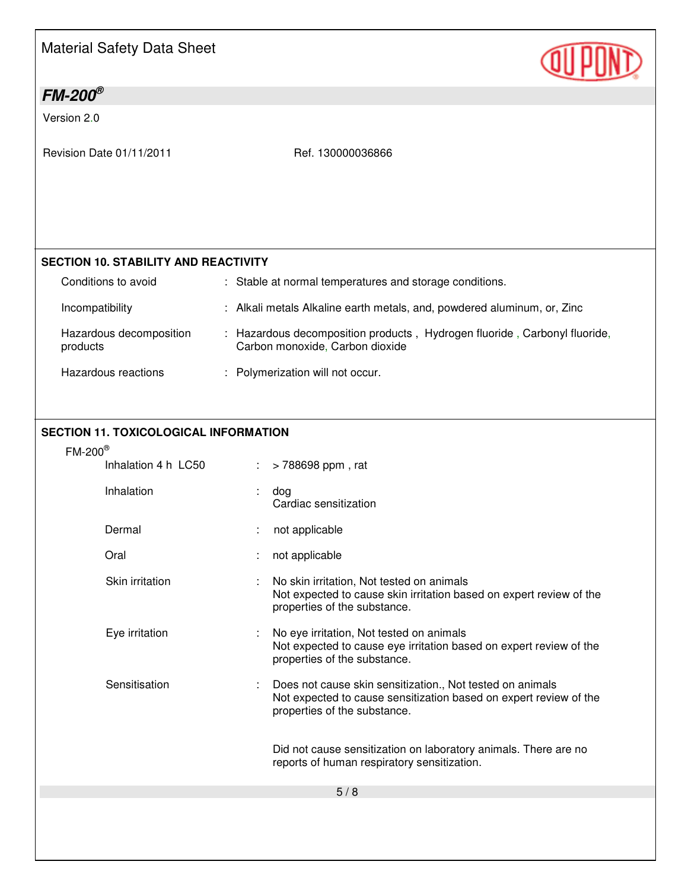## SECTION 10. STABILITY AND REACTIVITY

| | | |
|---|---|---|
| Conditions to avoid | : | Stable at normal temperatures and storage conditions. |
| Incompatibility | : | Alkali metals Alkaline earth metals, and, powdered aluminum, or, Zinc |
| Hazardous decomposition products | : | Hazardous decomposition products , Hydrogen fluoride , Carbonyl fluoride, Carbon monoxide, Carbon dioxide |
| Hazardous reactions | : | Polymerization will not occur. |

## SECTION 11. TOXICOLOGICAL INFORMATION

FM-200®

| | | |
|---|---|---|
| Inhalation 4 h LC50 | : | > 788698 ppm , rat |
| Inhalation | : | dog<br>Cardiac sensitization |
| Dermal | : | not applicable |
| Oral | : | not applicable |
| Skin irritation | : | No skin irritation, Not tested on animals<br>Not expected to cause skin irritation based on expert review of the properties of the substance. |
| Eye irritation | : | No eye irritation, Not tested on animals<br>Not expected to cause eye irritation based on expert review of the properties of the substance. |
| Sensitisation | : | Does not cause skin sensitization., Not tested on animals<br>Not expected to cause sensitization based on expert review of the properties of the substance.<br><br>Did not cause sensitization on laboratory animals. There are no reports of human respiratory sensitization. |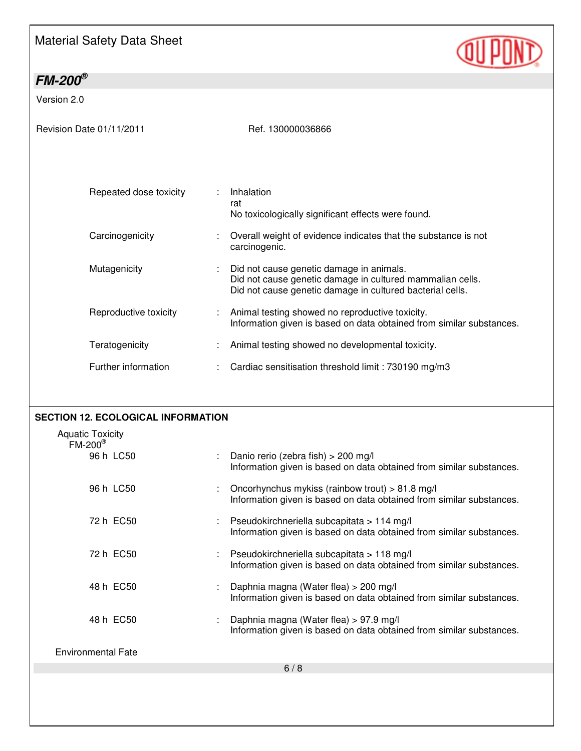| | | |
|---|---|---|
| Repeated dose toxicity | : | Inhalation<br>rat<br>No toxicologically significant effects were found. |
| Carcinogenicity | : | Overall weight of evidence indicates that the substance is not carcinogenic. |
| Mutagenicity | : | Did not cause genetic damage in animals.<br>Did not cause genetic damage in cultured mammalian cells.<br>Did not cause genetic damage in cultured bacterial cells. |
| Reproductive toxicity | : | Animal testing showed no reproductive toxicity.<br>Information given is based on data obtained from similar substances. |
| Teratogenicity | : | Animal testing showed no developmental toxicity. |
| Further information | : | Cardiac sensitisation threshold limit : 730190 mg/m3 |

## SECTION 12. ECOLOGICAL INFORMATION

Aquatic Toxicity

FM-200®

| | | |
|---|---|---|
| 96 h LC50 | : | Danio rerio (zebra fish) > 200 mg/l<br>Information given is based on data obtained from similar substances. |
| 96 h LC50 | : | Oncorhynchus mykiss (rainbow trout) > 81.8 mg/l<br>Information given is based on data obtained from similar substances. |
| 72 h EC50 | : | Pseudokirchneriella subcapitata > 114 mg/l<br>Information given is based on data obtained from similar substances. |
| 72 h EC50 | : | Pseudokirchneriella subcapitata > 118 mg/l<br>Information given is based on data obtained from similar substances. |
| 48 h EC50 | : | Daphnia magna (Water flea) > 200 mg/l<br>Information given is based on data obtained from similar substances. |
| 48 h EC50 | : | Daphnia magna (Water flea) > 97.9 mg/l<br>Information given is based on data obtained from similar substances. |

Environmental Fate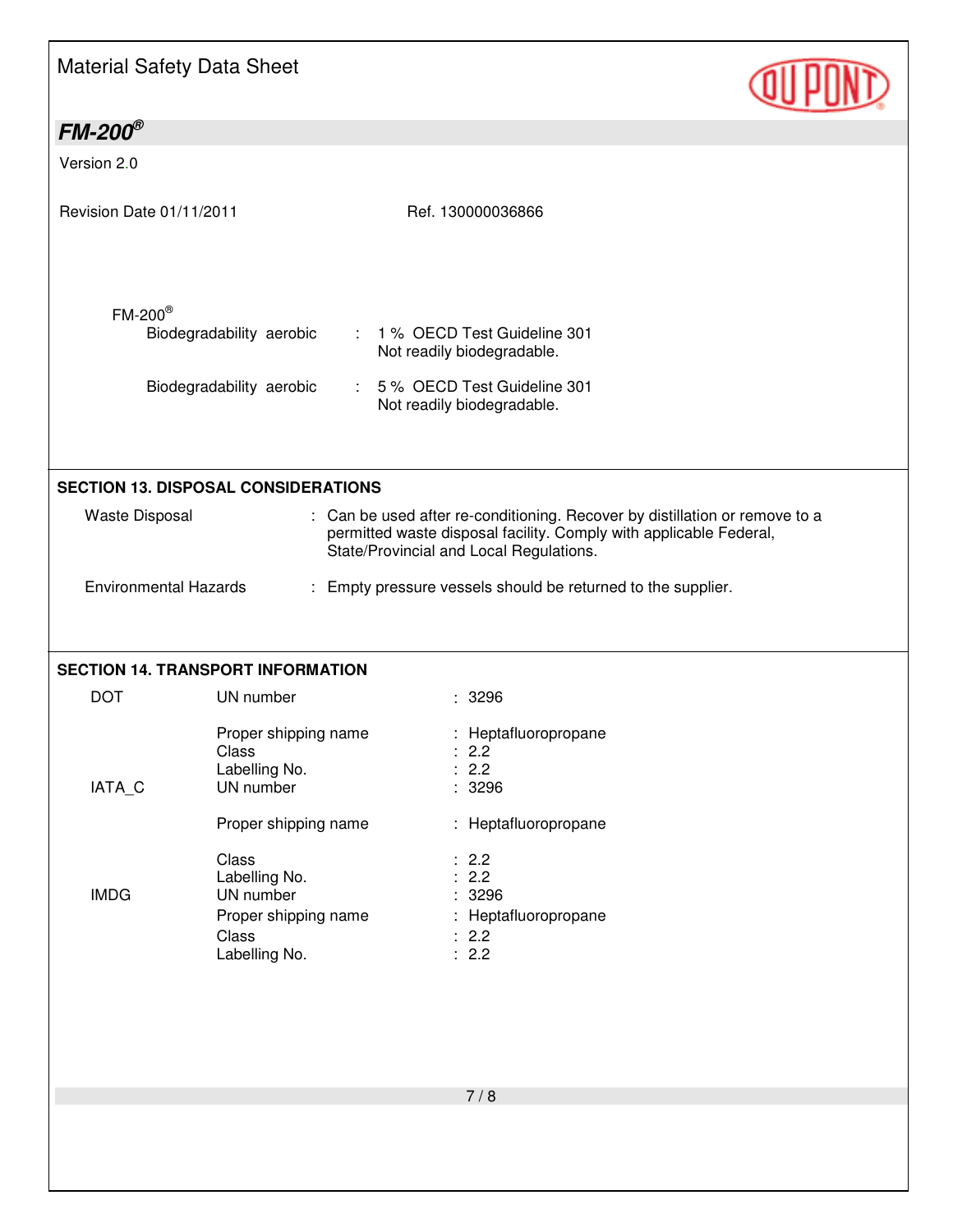FM-200®

| | | |
|---|---|---|
| Biodegradability aerobic | : | 1 % OECD Test Guideline 301<br>Not readily biodegradable. |
| Biodegradability aerobic | : | 5 % OECD Test Guideline 301<br>Not readily biodegradable. |

## SECTION 13. DISPOSAL CONSIDERATIONS

| | | |
|---|---|---|
| Waste Disposal | : | Can be used after re-conditioning. Recover by distillation or remove to a permitted waste disposal facility. Comply with applicable Federal, State/Provincial and Local Regulations. |
| Environmental Hazards | : | Empty pressure vessels should be returned to the supplier. |

## SECTION 14. TRANSPORT INFORMATION

| | | | |
|---|---|---|---|
| DOT | UN number | : | 3296 |
| | Proper shipping name | : | Heptafluoropropane |
| | Class | : | 2.2 |
| | Labelling No. | : | 2.2 |
| IATA_C | UN number | : | 3296 |
| | Proper shipping name | : | Heptafluoropropane |
| | Class | : | 2.2 |
| | Labelling No. | : | 2.2 |
| IMDG | UN number | : | 3296 |
| | Proper shipping name | : | Heptafluoropropane |
| | Class | : | 2.2 |
| | Labelling No. | : | 2.2 |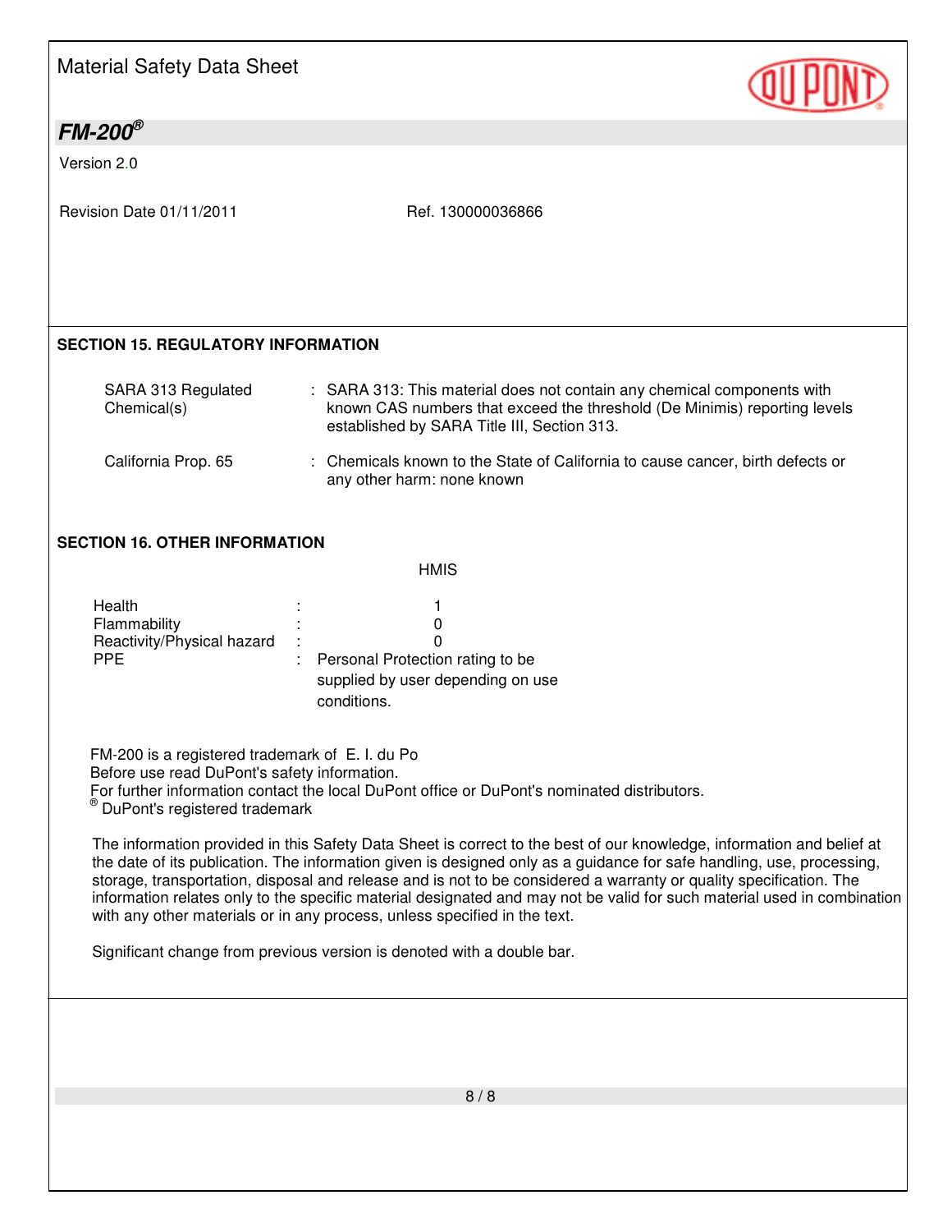## SECTION 15. REGULATORY INFORMATION

| | | |
|---|---|---|
| SARA 313 Regulated Chemical(s) | : | SARA 313: This material does not contain any chemical components with known CAS numbers that exceed the threshold (De Minimis) reporting levels established by SARA Title III, Section 313. |
| California Prop. 65 | : | Chemicals known to the State of California to cause cancer, birth defects or any other harm: none known |

## SECTION 16. OTHER INFORMATION

HMIS

| | | |
|---|---|---|
| Health | : | 1 |
| Flammability | : | 0 |
| Reactivity/Physical hazard | : | 0 |
| PPE | : | Personal Protection rating to be supplied by user depending on use conditions. |

FM-200 is a registered trademark of E. I. du Po
Before use read DuPont's safety information.
For further information contact the local DuPont office or DuPont's nominated distributors.
® DuPont's registered trademark

The information provided in this Safety Data Sheet is correct to the best of our knowledge, information and belief at the date of its publication. The information given is designed only as a guidance for safe handling, use, processing, storage, transportation, disposal and release and is not to be considered a warranty or quality specification. The information relates only to the specific material designated and may not be valid for such material used in combination with any other materials or in any process, unless specified in the text.

Significant change from previous version is denoted with a double bar.